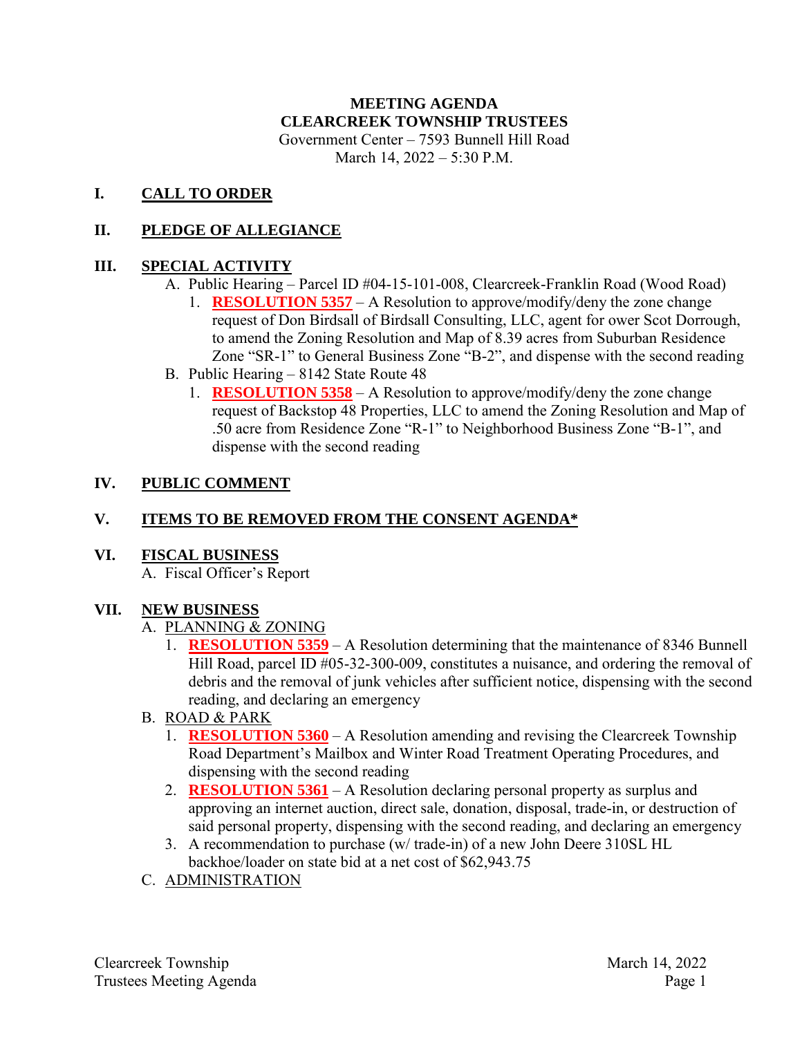**MEETING AGENDA**
**CLEARCREEK TOWNSHIP TRUSTEES**
Government Center – 7593 Bunnell Hill Road
March 14, 2022 – 5:30 P.M.

## I. CALL TO ORDER

## II. PLEDGE OF ALLEGIANCE

## III. SPECIAL ACTIVITY

A. Public Hearing – Parcel ID #04-15-101-008, Clearcreek-Franklin Road (Wood Road)

1. **RESOLUTION 5357** – A Resolution to approve/modify/deny the zone change request of Don Birdsall of Birdsall Consulting, LLC, agent for ower Scot Dorrough, to amend the Zoning Resolution and Map of 8.39 acres from Suburban Residence Zone "SR-1" to General Business Zone "B-2", and dispense with the second reading

B. Public Hearing – 8142 State Route 48

1. **RESOLUTION 5358** – A Resolution to approve/modify/deny the zone change request of Backstop 48 Properties, LLC to amend the Zoning Resolution and Map of .50 acre from Residence Zone "R-1" to Neighborhood Business Zone "B-1", and dispense with the second reading

## IV. PUBLIC COMMENT

## V. ITEMS TO BE REMOVED FROM THE CONSENT AGENDA*

## VI. FISCAL BUSINESS

A. Fiscal Officer's Report

## VII. NEW BUSINESS

A. PLANNING & ZONING

1. **RESOLUTION 5359** – A Resolution determining that the maintenance of 8346 Bunnell Hill Road, parcel ID #05-32-300-009, constitutes a nuisance, and ordering the removal of debris and the removal of junk vehicles after sufficient notice, dispensing with the second reading, and declaring an emergency

B. ROAD & PARK

1. **RESOLUTION 5360** – A Resolution amending and revising the Clearcreek Township Road Department's Mailbox and Winter Road Treatment Operating Procedures, and dispensing with the second reading
2. **RESOLUTION 5361** – A Resolution declaring personal property as surplus and approving an internet auction, direct sale, donation, disposal, trade-in, or destruction of said personal property, dispensing with the second reading, and declaring an emergency
3. A recommendation to purchase (w/ trade-in) of a new John Deere 310SL HL backhoe/loader on state bid at a net cost of $62,943.75

C. ADMINISTRATION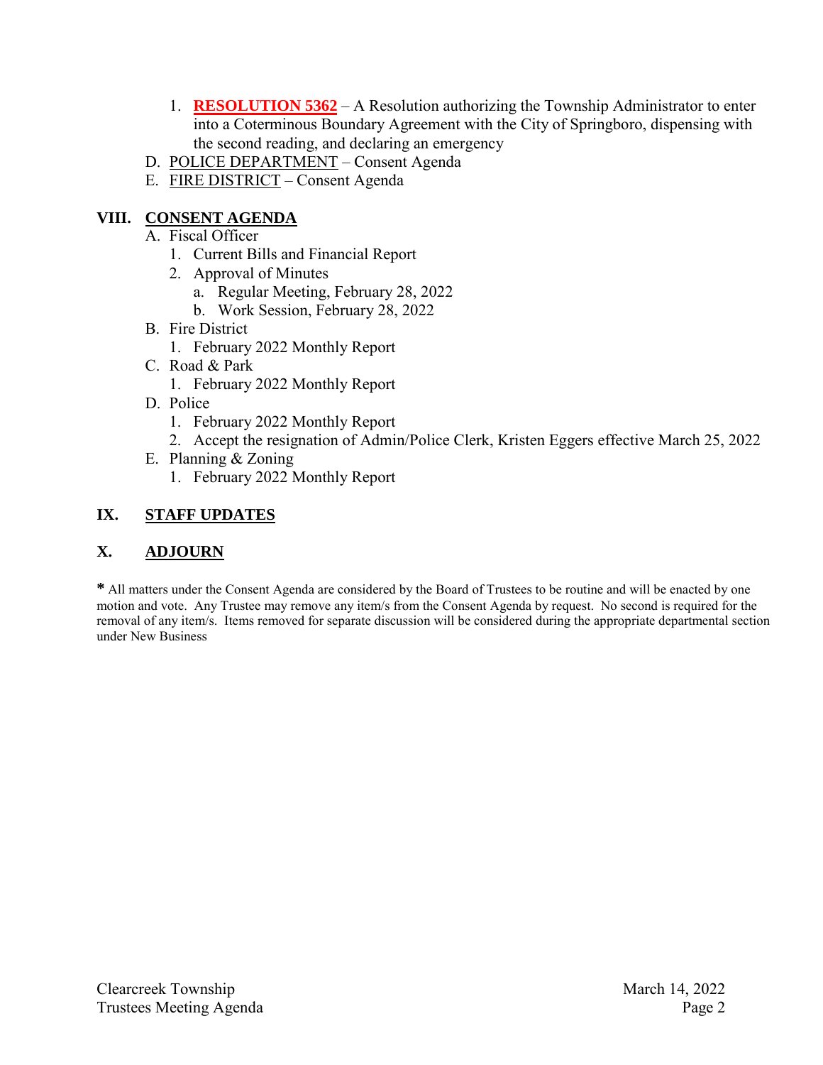1. **RESOLUTION 5362** – A Resolution authorizing the Township Administrator to enter into a Coterminous Boundary Agreement with the City of Springboro, dispensing with the second reading, and declaring an emergency

D. POLICE DEPARTMENT – Consent Agenda

E. FIRE DISTRICT – Consent Agenda

## VIII. CONSENT AGENDA

A. Fiscal Officer
   1. Current Bills and Financial Report
   2. Approval of Minutes
      a. Regular Meeting, February 28, 2022
      b. Work Session, February 28, 2022

B. Fire District
   1. February 2022 Monthly Report

C. Road & Park
   1. February 2022 Monthly Report

D. Police
   1. February 2022 Monthly Report
   2. Accept the resignation of Admin/Police Clerk, Kristen Eggers effective March 25, 2022

E. Planning & Zoning
   1. February 2022 Monthly Report

## IX. STAFF UPDATES

## X. ADJOURN

**\*** All matters under the Consent Agenda are considered by the Board of Trustees to be routine and will be enacted by one motion and vote. Any Trustee may remove any item/s from the Consent Agenda by request. No second is required for the removal of any item/s. Items removed for separate discussion will be considered during the appropriate departmental section under New Business